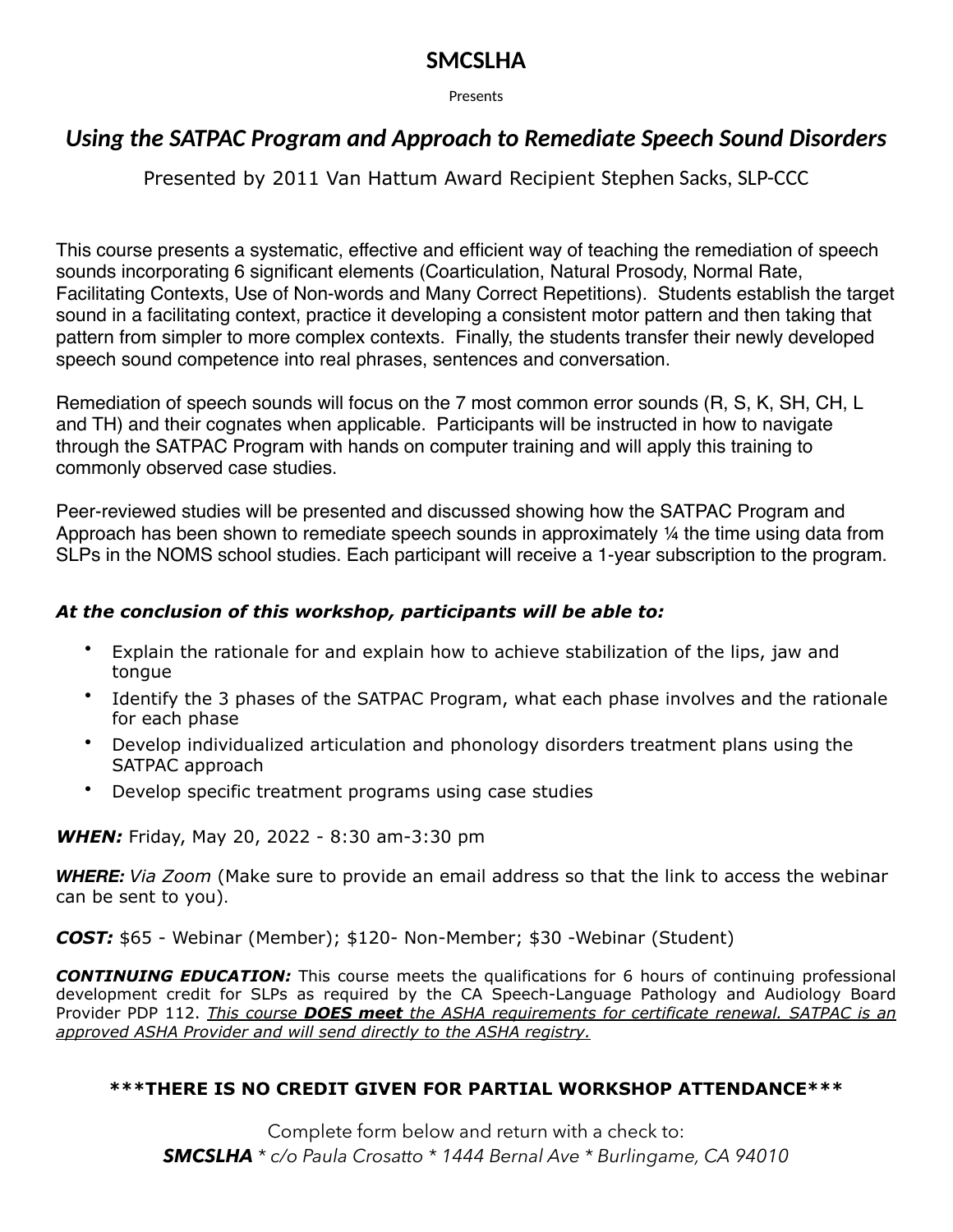# SMCSLHA

Presents

## *Using the SATPAC Program and Approach to Remediate Speech Sound Disorders*

Presented by 2011 Van Hattum Award Recipient Stephen Sacks, SLP-CCC

This course presents a systematic, effective and efficient way of teaching the remediation of speech sounds incorporating 6 significant elements (Coarticulation, Natural Prosody, Normal Rate, Facilitating Contexts, Use of Non-words and Many Correct Repetitions). Students establish the target sound in a facilitating context, practice it developing a consistent motor pattern and then taking that pattern from simpler to more complex contexts. Finally, the students transfer their newly developed speech sound competence into real phrases, sentences and conversation.

Remediation of speech sounds will focus on the 7 most common error sounds (R, S, K, SH, CH, L and TH) and their cognates when applicable. Participants will be instructed in how to navigate through the SATPAC Program with hands on computer training and will apply this training to commonly observed case studies.

Peer-reviewed studies will be presented and discussed showing how the SATPAC Program and Approach has been shown to remediate speech sounds in approximately ¼ the time using data from SLPs in the NOMS school studies. Each participant will receive a 1-year subscription to the program.

***At the conclusion of this workshop, participants will be able to:***

- Explain the rationale for and explain how to achieve stabilization of the lips, jaw and tongue
- Identify the 3 phases of the SATPAC Program, what each phase involves and the rationale for each phase
- Develop individualized articulation and phonology disorders treatment plans using the SATPAC approach
- Develop specific treatment programs using case studies

***WHEN:*** Friday, May 20, 2022 - 8:30 am-3:30 pm

***WHERE:*** *Via Zoom* (Make sure to provide an email address so that the link to access the webinar can be sent to you).

***COST:*** $65 - Webinar (Member); $120- Non-Member; $30 -Webinar (Student)

***CONTINUING EDUCATION:*** This course meets the qualifications for 6 hours of continuing professional development credit for SLPs as required by the CA Speech-Language Pathology and Audiology Board Provider PDP 112. *This course **DOES meet** the ASHA requirements for certificate renewal. SATPAC is an approved ASHA Provider and will send directly to the ASHA registry.*

**\*\*\*THERE IS NO CREDIT GIVEN FOR PARTIAL WORKSHOP ATTENDANCE\*\*\***

Complete form below and return with a check to:
***SMCSLHA*** *\* c/o Paula Crosatto \* 1444 Bernal Ave \* Burlingame, CA 94010*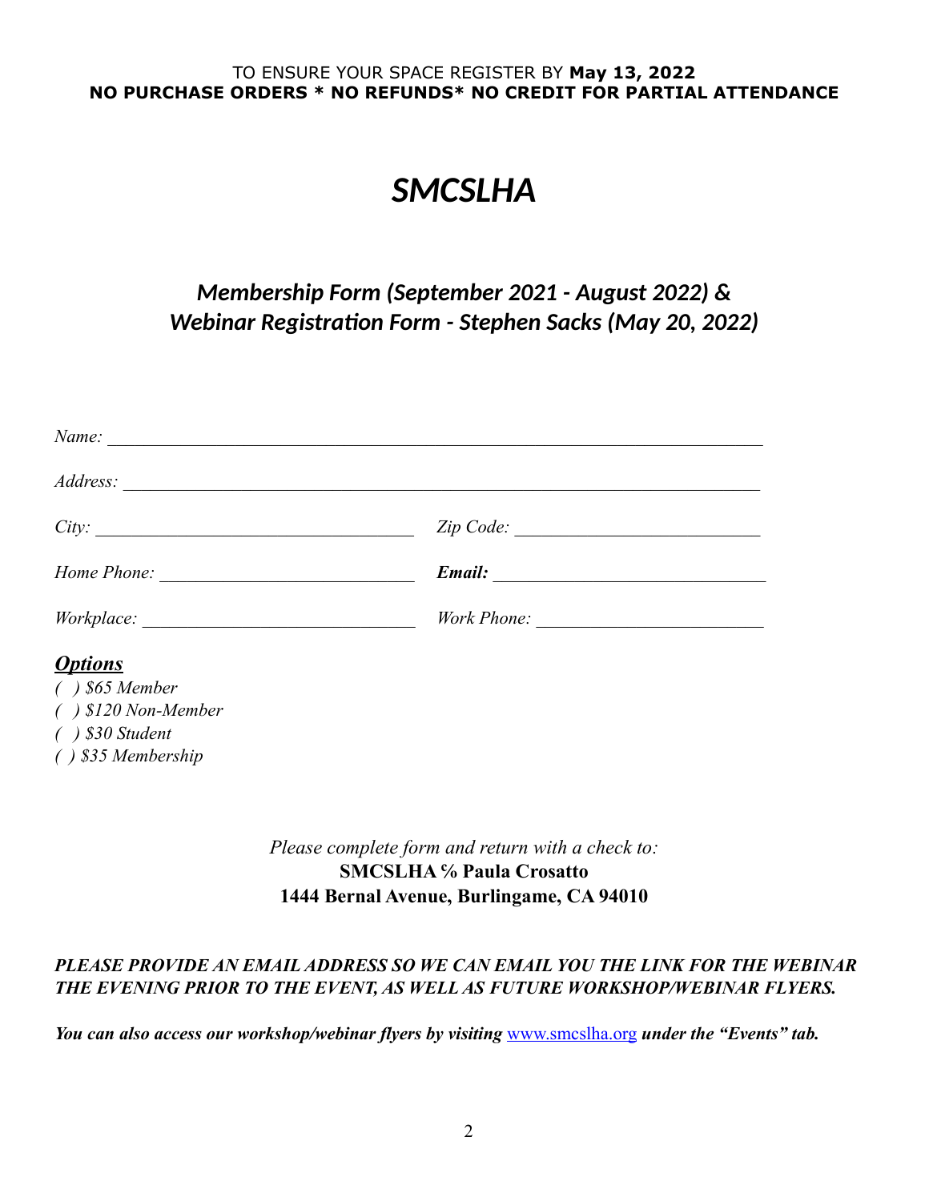TO ENSURE YOUR SPACE REGISTER BY **May 13, 2022**
**NO PURCHASE ORDERS * NO REFUNDS* NO CREDIT FOR PARTIAL ATTENDANCE**

# *SMCSLHA*

## *Membership Form (September 2021 - August 2022) & Webinar Registration Form - Stephen Sacks (May 20, 2022)*

*Name:* ______________________________________________________________________

*Address:* ____________________________________________________________________

*City:* __________________________________ *Zip Code:* ___________________________

*Home Phone:* ___________________________ ***Email:*** _____________________________

*Workplace:* _____________________________ *Work Phone:* ________________________

***Options***

*( ) $65 Member*
*( ) $120 Non-Member*
*( ) $30 Student*
*( ) $35 Membership*

*Please complete form and return with a check to:*
**SMCSLHA % Paula Crosatto**
**1444 Bernal Avenue, Burlingame, CA 94010**

***PLEASE PROVIDE AN EMAIL ADDRESS SO WE CAN EMAIL YOU THE LINK FOR THE WEBINAR THE EVENING PRIOR TO THE EVENT, AS WELL AS FUTURE WORKSHOP/WEBINAR FLYERS.***

***You can also access our workshop/webinar flyers by visiting*** www.smcslha.org ***under the "Events" tab.***